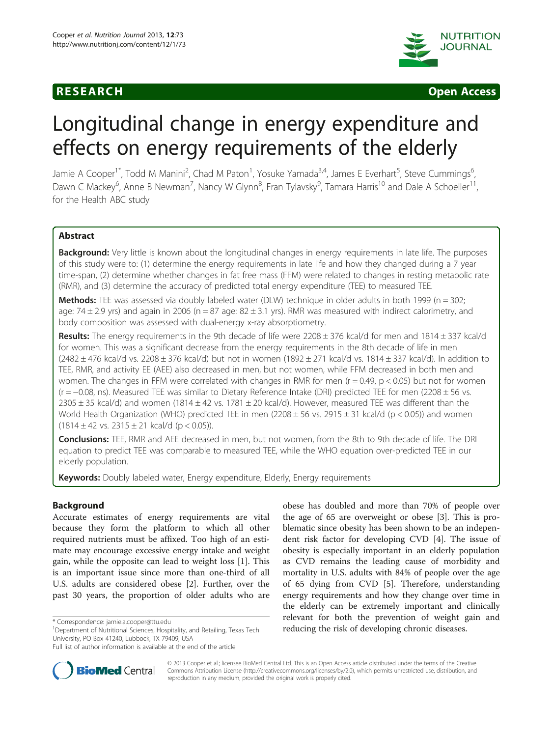**RESEARCH** **Open Access**

# Longitudinal change in energy expenditure and effects on energy requirements of the elderly

Jamie A Cooper[1*], Todd M Manini[2], Chad M Paton[1], Yosuke Yamada[3,4], James E Everhart[5], Steve Cummings[6], Dawn C Mackey[6], Anne B Newman[7], Nancy W Glynn[8], Fran Tylavsky[9], Tamara Harris[10] and Dale A Schoeller[11], for the Health ABC study

## Abstract

**Background:** Very little is known about the longitudinal changes in energy requirements in late life. The purposes of this study were to: (1) determine the energy requirements in late life and how they changed during a 7 year time-span, (2) determine whether changes in fat free mass (FFM) were related to changes in resting metabolic rate (RMR), and (3) determine the accuracy of predicted total energy expenditure (TEE) to measured TEE.

**Methods:** TEE was assessed via doubly labeled water (DLW) technique in older adults in both 1999 (n = 302; age: 74 ± 2.9 yrs) and again in 2006 (n = 87 age: 82 ± 3.1 yrs). RMR was measured with indirect calorimetry, and body composition was assessed with dual-energy x-ray absorptiometry.

**Results:** The energy requirements in the 9th decade of life were 2208 ± 376 kcal/d for men and 1814 ± 337 kcal/d for women. This was a significant decrease from the energy requirements in the 8th decade of life in men (2482 ± 476 kcal/d vs. 2208 ± 376 kcal/d) but not in women (1892 ± 271 kcal/d vs. 1814 ± 337 kcal/d). In addition to TEE, RMR, and activity EE (AEE) also decreased in men, but not women, while FFM decreased in both men and women. The changes in FFM were correlated with changes in RMR for men (r = 0.49, $p < 0.05$) but not for women (r = −0.08, ns). Measured TEE was similar to Dietary Reference Intake (DRI) predicted TEE for men (2208 ± 56 vs. 2305 ± 35 kcal/d) and women (1814 ± 42 vs. 1781 ± 20 kcal/d). However, measured TEE was different than the World Health Organization (WHO) predicted TEE in men (2208 ± 56 vs. 2915 ± 31 kcal/d ($p < 0.05$)) and women (1814 ± 42 vs. 2315 ± 21 kcal/d ($p < 0.05$)).

**Conclusions:** TEE, RMR and AEE decreased in men, but not women, from the 8th to 9th decade of life. The DRI equation to predict TEE was comparable to measured TEE, while the WHO equation over-predicted TEE in our elderly population.

**Keywords:** Doubly labeled water, Energy expenditure, Elderly, Energy requirements

## Background

Accurate estimates of energy requirements are vital because they form the platform to which all other required nutrients must be affixed. Too high of an estimate may encourage excessive energy intake and weight gain, while the opposite can lead to weight loss [1]. This is an important issue since more than one-third of all U.S. adults are considered obese [2]. Further, over the past 30 years, the proportion of older adults who are obese has doubled and more than 70% of people over the age of 65 are overweight or obese [3]. This is problematic since obesity has been shown to be an independent risk factor for developing CVD [4]. The issue of obesity is especially important in an elderly population as CVD remains the leading cause of morbidity and mortality in U.S. adults with 84% of people over the age of 65 dying from CVD [5]. Therefore, understanding energy requirements and how they change over time in the elderly can be extremely important and clinically relevant for both the prevention of weight gain and reducing the risk of developing chronic diseases.

\* Correspondence: jamie.a.cooper@ttu.edu
[1]Department of Nutritional Sciences, Hospitality, and Retailing, Texas Tech University, PO Box 41240, Lubbock, TX 79409, USA
Full list of author information is available at the end of the article

© 2013 Cooper et al.; licensee BioMed Central Ltd. This is an Open Access article distributed under the terms of the Creative Commons Attribution License (http://creativecommons.org/licenses/by/2.0), which permits unrestricted use, distribution, and reproduction in any medium, provided the original work is properly cited.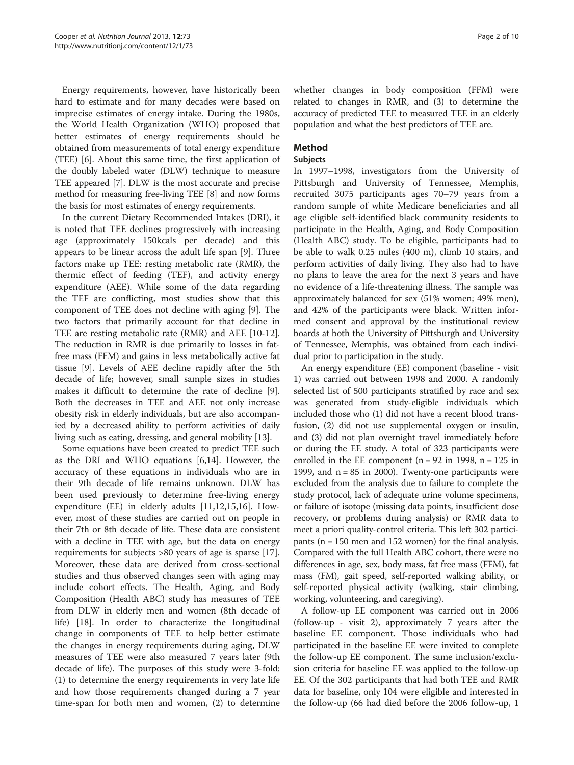Energy requirements, however, have historically been hard to estimate and for many decades were based on imprecise estimates of energy intake. During the 1980s, the World Health Organization (WHO) proposed that better estimates of energy requirements should be obtained from measurements of total energy expenditure (TEE) [6]. About this same time, the first application of the doubly labeled water (DLW) technique to measure TEE appeared [7]. DLW is the most accurate and precise method for measuring free-living TEE [8] and now forms the basis for most estimates of energy requirements.

In the current Dietary Recommended Intakes (DRI), it is noted that TEE declines progressively with increasing age (approximately 150kcals per decade) and this appears to be linear across the adult life span [9]. Three factors make up TEE: resting metabolic rate (RMR), the thermic effect of feeding (TEF), and activity energy expenditure (AEE). While some of the data regarding the TEF are conflicting, most studies show that this component of TEE does not decline with aging [9]. The two factors that primarily account for that decline in TEE are resting metabolic rate (RMR) and AEE [10-12]. The reduction in RMR is due primarily to losses in fat-free mass (FFM) and gains in less metabolically active fat tissue [9]. Levels of AEE decline rapidly after the 5th decade of life; however, small sample sizes in studies makes it difficult to determine the rate of decline [9]. Both the decreases in TEE and AEE not only increase obesity risk in elderly individuals, but are also accompanied by a decreased ability to perform activities of daily living such as eating, dressing, and general mobility [13].

Some equations have been created to predict TEE such as the DRI and WHO equations [6,14]. However, the accuracy of these equations in individuals who are in their 9th decade of life remains unknown. DLW has been used previously to determine free-living energy expenditure (EE) in elderly adults [11,12,15,16]. However, most of these studies are carried out on people in their 7th or 8th decade of life. These data are consistent with a decline in TEE with age, but the data on energy requirements for subjects >80 years of age is sparse [17]. Moreover, these data are derived from cross-sectional studies and thus observed changes seen with aging may include cohort effects. The Health, Aging, and Body Composition (Health ABC) study has measures of TEE from DLW in elderly men and women (8th decade of life) [18]. In order to characterize the longitudinal change in components of TEE to help better estimate the changes in energy requirements during aging, DLW measures of TEE were also measured 7 years later (9th decade of life). The purposes of this study were 3-fold: (1) to determine the energy requirements in very late life and how those requirements changed during a 7 year time-span for both men and women, (2) to determine whether changes in body composition (FFM) were related to changes in RMR, and (3) to determine the accuracy of predicted TEE to measured TEE in an elderly population and what the best predictors of TEE are.

## Method

### Subjects

In 1997–1998, investigators from the University of Pittsburgh and University of Tennessee, Memphis, recruited 3075 participants ages 70–79 years from a random sample of white Medicare beneficiaries and all age eligible self-identified black community residents to participate in the Health, Aging, and Body Composition (Health ABC) study. To be eligible, participants had to be able to walk 0.25 miles (400 m), climb 10 stairs, and perform activities of daily living. They also had to have no plans to leave the area for the next 3 years and have no evidence of a life-threatening illness. The sample was approximately balanced for sex (51% women; 49% men), and 42% of the participants were black. Written informed consent and approval by the institutional review boards at both the University of Pittsburgh and University of Tennessee, Memphis, was obtained from each individual prior to participation in the study.

An energy expenditure (EE) component (baseline - visit 1) was carried out between 1998 and 2000. A randomly selected list of 500 participants stratified by race and sex was generated from study-eligible individuals which included those who (1) did not have a recent blood transfusion, (2) did not use supplemental oxygen or insulin, and (3) did not plan overnight travel immediately before or during the EE study. A total of 323 participants were enrolled in the EE component (n = 92 in 1998, n = 125 in 1999, and n = 85 in 2000). Twenty-one participants were excluded from the analysis due to failure to complete the study protocol, lack of adequate urine volume specimens, or failure of isotope (missing data points, insufficient dose recovery, or problems during analysis) or RMR data to meet a priori quality-control criteria. This left 302 participants (n = 150 men and 152 women) for the final analysis. Compared with the full Health ABC cohort, there were no differences in age, sex, body mass, fat free mass (FFM), fat mass (FM), gait speed, self-reported walking ability, or self-reported physical activity (walking, stair climbing, working, volunteering, and caregiving).

A follow-up EE component was carried out in 2006 (follow-up - visit 2), approximately 7 years after the baseline EE component. Those individuals who had participated in the baseline EE were invited to complete the follow-up EE component. The same inclusion/exclusion criteria for baseline EE was applied to the follow-up EE. Of the 302 participants that had both TEE and RMR data for baseline, only 104 were eligible and interested in the follow-up (66 had died before the 2006 follow-up, 1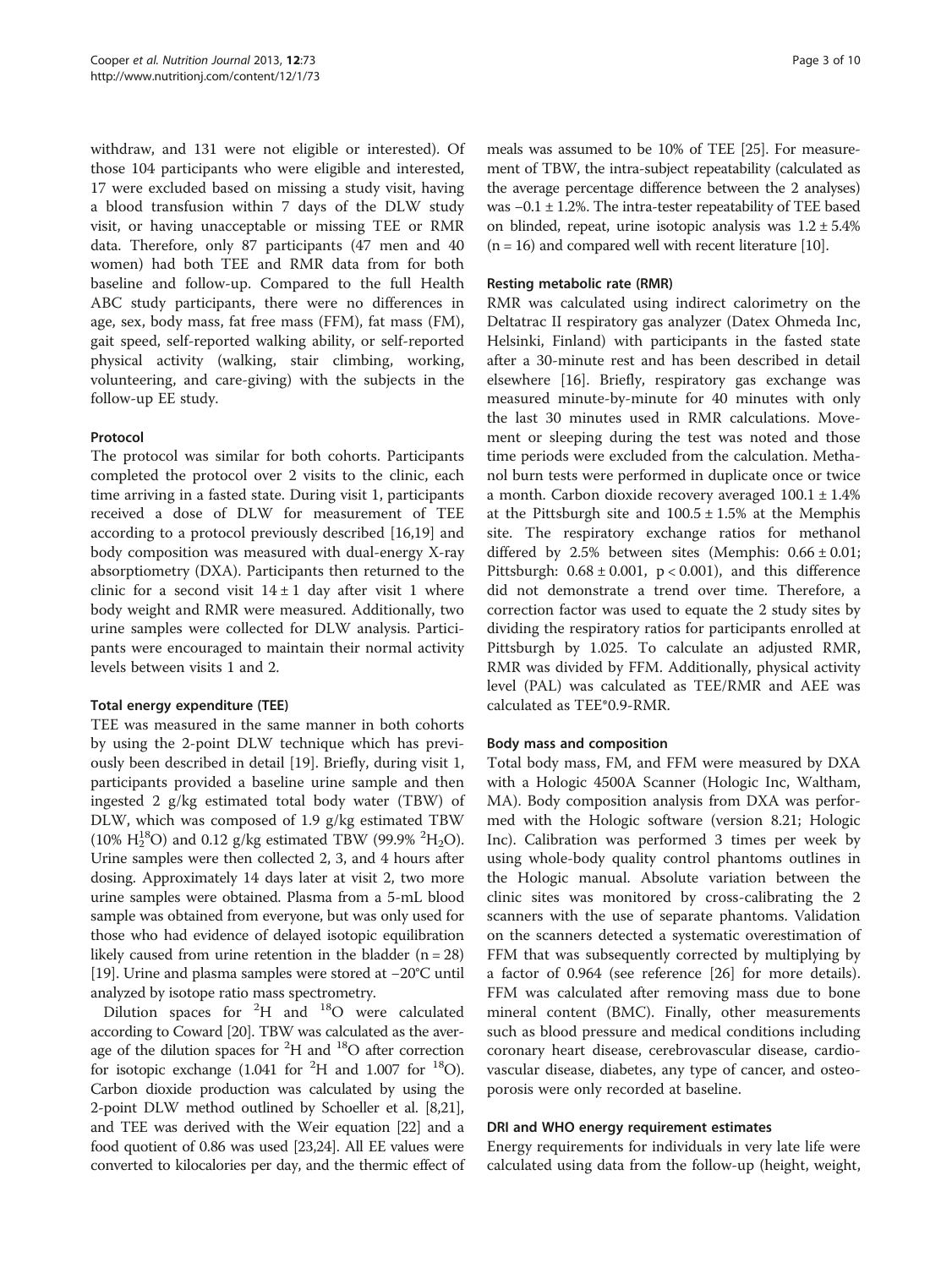withdraw, and 131 were not eligible or interested). Of those 104 participants who were eligible and interested, 17 were excluded based on missing a study visit, having a blood transfusion within 7 days of the DLW study visit, or having unacceptable or missing TEE or RMR data. Therefore, only 87 participants (47 men and 40 women) had both TEE and RMR data from for both baseline and follow-up. Compared to the full Health ABC study participants, there were no differences in age, sex, body mass, fat free mass (FFM), fat mass (FM), gait speed, self-reported walking ability, or self-reported physical activity (walking, stair climbing, working, volunteering, and care-giving) with the subjects in the follow-up EE study.

### Protocol

The protocol was similar for both cohorts. Participants completed the protocol over 2 visits to the clinic, each time arriving in a fasted state. During visit 1, participants received a dose of DLW for measurement of TEE according to a protocol previously described [16,19] and body composition was measured with dual-energy X-ray absorptiometry (DXA). Participants then returned to the clinic for a second visit $14 \pm 1$ day after visit 1 where body weight and RMR were measured. Additionally, two urine samples were collected for DLW analysis. Participants were encouraged to maintain their normal activity levels between visits 1 and 2.

### Total energy expenditure (TEE)

TEE was measured in the same manner in both cohorts by using the 2-point DLW technique which has previously been described in detail [19]. Briefly, during visit 1, participants provided a baseline urine sample and then ingested 2 g/kg estimated total body water (TBW) of DLW, which was composed of 1.9 g/kg estimated TBW (10% $H_2^{18}O$) and 0.12 g/kg estimated TBW (99.9% $^2H_2O$). Urine samples were then collected 2, 3, and 4 hours after dosing. Approximately 14 days later at visit 2, two more urine samples were obtained. Plasma from a 5-mL blood sample was obtained from everyone, but was only used for those who had evidence of delayed isotopic equilibration likely caused from urine retention in the bladder (n = 28) [19]. Urine and plasma samples were stored at −20°C until analyzed by isotope ratio mass spectrometry.

Dilution spaces for $^2H$ and $^{18}O$ were calculated according to Coward [20]. TBW was calculated as the average of the dilution spaces for $^2H$ and $^{18}O$ after correction for isotopic exchange (1.041 for $^2H$ and 1.007 for $^{18}O$). Carbon dioxide production was calculated by using the 2-point DLW method outlined by Schoeller et al. [8,21], and TEE was derived with the Weir equation [22] and a food quotient of 0.86 was used [23,24]. All EE values were converted to kilocalories per day, and the thermic effect of meals was assumed to be 10% of TEE [25]. For measurement of TBW, the intra-subject repeatability (calculated as the average percentage difference between the 2 analyses) was $-0.1 \pm 1.2\%$. The intra-tester repeatability of TEE based on blinded, repeat, urine isotopic analysis was $1.2 \pm 5.4\%$ (n = 16) and compared well with recent literature [10].

### Resting metabolic rate (RMR)

RMR was calculated using indirect calorimetry on the Deltatrac II respiratory gas analyzer (Datex Ohmeda Inc, Helsinki, Finland) with participants in the fasted state after a 30-minute rest and has been described in detail elsewhere [16]. Briefly, respiratory gas exchange was measured minute-by-minute for 40 minutes with only the last 30 minutes used in RMR calculations. Movement or sleeping during the test was noted and those time periods were excluded from the calculation. Methanol burn tests were performed in duplicate once or twice a month. Carbon dioxide recovery averaged $100.1 \pm 1.4\%$ at the Pittsburgh site and $100.5 \pm 1.5\%$ at the Memphis site. The respiratory exchange ratios for methanol differed by 2.5% between sites (Memphis: $0.66 \pm 0.01$; Pittsburgh: $0.68 \pm 0.001$, $p < 0.001$), and this difference did not demonstrate a trend over time. Therefore, a correction factor was used to equate the 2 study sites by dividing the respiratory ratios for participants enrolled at Pittsburgh by 1.025. To calculate an adjusted RMR, RMR was divided by FFM. Additionally, physical activity level (PAL) was calculated as TEE/RMR and AEE was calculated as TEE*0.9-RMR.

### Body mass and composition

Total body mass, FM, and FFM were measured by DXA with a Hologic 4500A Scanner (Hologic Inc, Waltham, MA). Body composition analysis from DXA was performed with the Hologic software (version 8.21; Hologic Inc). Calibration was performed 3 times per week by using whole-body quality control phantoms outlines in the Hologic manual. Absolute variation between the clinic sites was monitored by cross-calibrating the 2 scanners with the use of separate phantoms. Validation on the scanners detected a systematic overestimation of FFM that was subsequently corrected by multiplying by a factor of 0.964 (see reference [26] for more details). FFM was calculated after removing mass due to bone mineral content (BMC). Finally, other measurements such as blood pressure and medical conditions including coronary heart disease, cerebrovascular disease, cardiovascular disease, diabetes, any type of cancer, and osteoporosis were only recorded at baseline.

### DRI and WHO energy requirement estimates

Energy requirements for individuals in very late life were calculated using data from the follow-up (height, weight,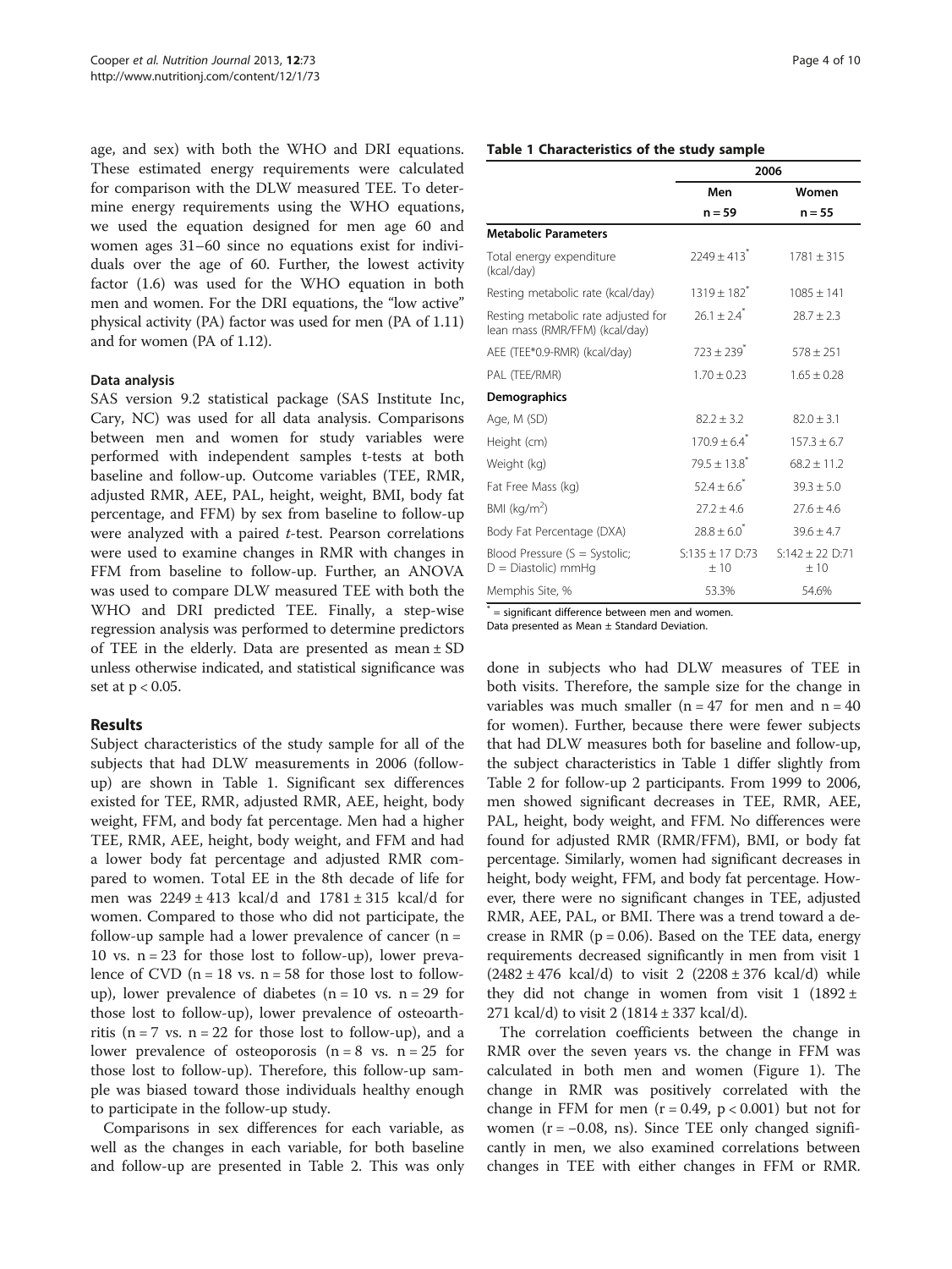age, and sex) with both the WHO and DRI equations. These estimated energy requirements were calculated for comparison with the DLW measured TEE. To determine energy requirements using the WHO equations, we used the equation designed for men age 60 and women ages 31–60 since no equations exist for individuals over the age of 60. Further, the lowest activity factor (1.6) was used for the WHO equation in both men and women. For the DRI equations, the "low active" physical activity (PA) factor was used for men (PA of 1.11) and for women (PA of 1.12).

### Data analysis

SAS version 9.2 statistical package (SAS Institute Inc, Cary, NC) was used for all data analysis. Comparisons between men and women for study variables were performed with independent samples t-tests at both baseline and follow-up. Outcome variables (TEE, RMR, adjusted RMR, AEE, PAL, height, weight, BMI, body fat percentage, and FFM) by sex from baseline to follow-up were analyzed with a paired *t*-test. Pearson correlations were used to examine changes in RMR with changes in FFM from baseline to follow-up. Further, an ANOVA was used to compare DLW measured TEE with both the WHO and DRI predicted TEE. Finally, a step-wise regression analysis was performed to determine predictors of TEE in the elderly. Data are presented as mean ± SD unless otherwise indicated, and statistical significance was set at $p < 0.05$.

## Results

Subject characteristics of the study sample for all of the subjects that had DLW measurements in 2006 (follow-up) are shown in Table 1. Significant sex differences existed for TEE, RMR, adjusted RMR, AEE, height, body weight, FFM, and body fat percentage. Men had a higher TEE, RMR, AEE, height, body weight, and FFM and had a lower body fat percentage and adjusted RMR compared to women. Total EE in the 8th decade of life for men was 2249 ± 413 kcal/d and 1781 ± 315 kcal/d for women. Compared to those who did not participate, the follow-up sample had a lower prevalence of cancer (n = 10 vs. n = 23 for those lost to follow-up), lower prevalence of CVD (n = 18 vs. n = 58 for those lost to follow-up), lower prevalence of diabetes (n = 10 vs. n = 29 for those lost to follow-up), lower prevalence of osteoarthritis (n = 7 vs. n = 22 for those lost to follow-up), and a lower prevalence of osteoporosis (n = 8 vs. n = 25 for those lost to follow-up). Therefore, this follow-up sample was biased toward those individuals healthy enough to participate in the follow-up study.

**Table 1 Characteristics of the study sample**

| | 2006 | |
|---|---|---|
| | Men | Women |
| | n = 59 | n = 55 |
| **Metabolic Parameters** | | |
| Total energy expenditure (kcal/day) | 2249 ± 413* | 1781 ± 315 |
| Resting metabolic rate (kcal/day) | 1319 ± 182* | 1085 ± 141 |
| Resting metabolic rate adjusted for lean mass (RMR/FFM) (kcal/day) | 26.1 ± 2.4* | 28.7 ± 2.3 |
| AEE (TEE*0.9-RMR) (kcal/day) | 723 ± 239* | 578 ± 251 |
| PAL (TEE/RMR) | 1.70 ± 0.23 | 1.65 ± 0.28 |
| **Demographics** | | |
| Age, M (SD) | 82.2 ± 3.2 | 82.0 ± 3.1 |
| Height (cm) | 170.9 ± 6.4* | 157.3 ± 6.7 |
| Weight (kg) | 79.5 ± 13.8* | 68.2 ± 11.2 |
| Fat Free Mass (kg) | 52.4 ± 6.6* | 39.3 ± 5.0 |
| BMI (kg/m$^2$) | 27.2 ± 4.6 | 27.6 ± 4.6 |
| Body Fat Percentage (DXA) | 28.8 ± 6.0* | 39.6 ± 4.7 |
| Blood Pressure (S = Systolic; D = Diastolic) mmHg | S:135 ± 17 D:73 ± 10 | S:142 ± 22 D:71 ± 10 |
| Memphis Site, % | 53.3% | 54.6% |

\* = significant difference between men and women.
Data presented as Mean ± Standard Deviation.

Comparisons in sex differences for each variable, as well as the changes in each variable, for both baseline and follow-up are presented in Table 2. This was only done in subjects who had DLW measures of TEE in both visits. Therefore, the sample size for the change in variables was much smaller (n = 47 for men and n = 40 for women). Further, because there were fewer subjects that had DLW measures both for baseline and follow-up, the subject characteristics in Table 1 differ slightly from Table 2 for follow-up 2 participants. From 1999 to 2006, men showed significant decreases in TEE, RMR, AEE, PAL, height, body weight, and FFM. No differences were found for adjusted RMR (RMR/FFM), BMI, or body fat percentage. Similarly, women had significant decreases in height, body weight, FFM, and body fat percentage. However, there were no significant changes in TEE, adjusted RMR, AEE, PAL, or BMI. There was a trend toward a decrease in RMR ($p = 0.06$). Based on the TEE data, energy requirements decreased significantly in men from visit 1 (2482 ± 476 kcal/d) to visit 2 (2208 ± 376 kcal/d) while they did not change in women from visit 1 (1892 ± 271 kcal/d) to visit 2 (1814 ± 337 kcal/d).

The correlation coefficients between the change in RMR over the seven years vs. the change in FFM was calculated in both men and women (Figure 1). The change in RMR was positively correlated with the change in FFM for men ($r = 0.49$, $p < 0.001$) but not for women ($r = -0.08$, ns). Since TEE only changed significantly in men, we also examined correlations between changes in TEE with either changes in FFM or RMR.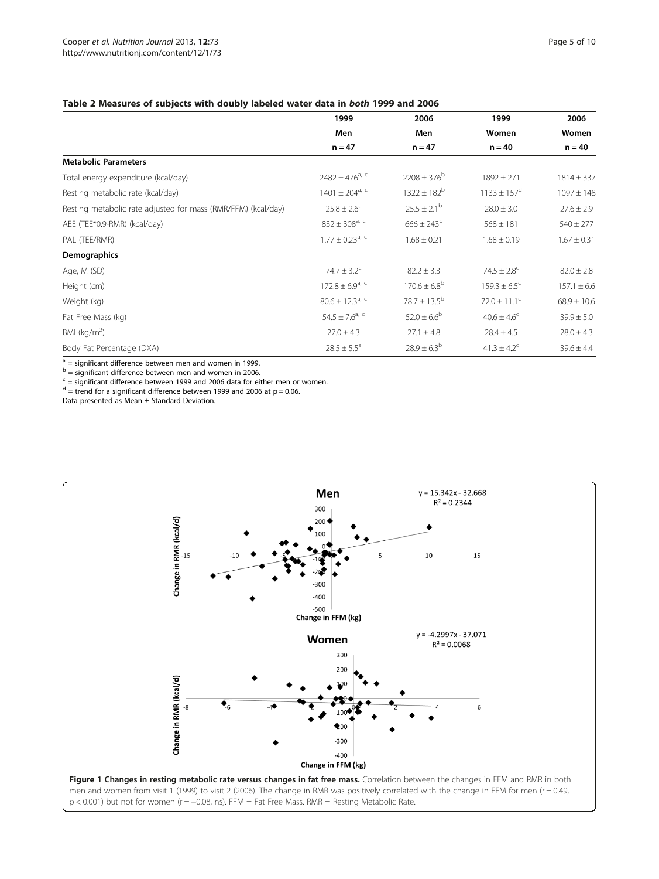**Table 2 Measures of subjects with doubly labeled water data in *both* 1999 and 2006**

| | 1999 Men n = 47 | 2006 Men n = 47 | 1999 Women n = 40 | 2006 Women n = 40 |
|---|---|---|---|---|
| **Metabolic Parameters** | | | | |
| Total energy expenditure (kcal/day) | 2482 ± 476[a, c] | 2208 ± 376[b] | 1892 ± 271 | 1814 ± 337 |
| Resting metabolic rate (kcal/day) | 1401 ± 204[a, c] | 1322 ± 182[b] | 1133 ± 157[d] | 1097 ± 148 |
| Resting metabolic rate adjusted for mass (RMR/FFM) (kcal/day) | 25.8 ± 2.6[a] | 25.5 ± 2.1[b] | 28.0 ± 3.0 | 27.6 ± 2.9 |
| AEE (TEE*0.9-RMR) (kcal/day) | 832 ± 308[a, c] | 666 ± 243[b] | 568 ± 181 | 540 ± 277 |
| PAL (TEE/RMR) | 1.77 ± 0.23[a, c] | 1.68 ± 0.21 | 1.68 ± 0.19 | 1.67 ± 0.31 |
| **Demographics** | | | | |
| Age, M (SD) | 74.7 ± 3.2[c] | 82.2 ± 3.3 | 74.5 ± 2.8[c] | 82.0 ± 2.8 |
| Height (cm) | 172.8 ± 6.9[a, c] | 170.6 ± 6.8[b] | 159.3 ± 6.5[c] | 157.1 ± 6.6 |
| Weight (kg) | 80.6 ± 12.3[a, c] | 78.7 ± 13.5[b] | 72.0 ± 11.1[c] | 68.9 ± 10.6 |
| Fat Free Mass (kg) | 54.5 ± 7.6[a, c] | 52.0 ± 6.6[b] | 40.6 ± 4.6[c] | 39.9 ± 5.0 |
| BMI (kg/m$^2$) | 27.0 ± 4.3 | 27.1 ± 4.8 | 28.4 ± 4.5 | 28.0 ± 4.3 |
| Body Fat Percentage (DXA) | 28.5 ± 5.5[a] | 28.9 ± 6.3[b] | 41.3 ± 4.2[c] | 39.6 ± 4.4 |

[a] = significant difference between men and women in 1999.
[b] = significant difference between men and women in 2006.
[c] = significant difference between 1999 and 2006 data for either men or women.
[d] = trend for a significant difference between 1999 and 2006 at p = 0.06.
Data presented as Mean ± Standard Deviation.

**Figure 1 Changes in resting metabolic rate versus changes in fat free mass.** Correlation between the changes in FFM and RMR in both men and women from visit 1 (1999) to visit 2 (2006). The change in RMR was positively correlated with the change in FFM for men ($r = 0.49$, $p < 0.001$) but not for women ($r = -0.08$, ns). FFM = Fat Free Mass. RMR = Resting Metabolic Rate.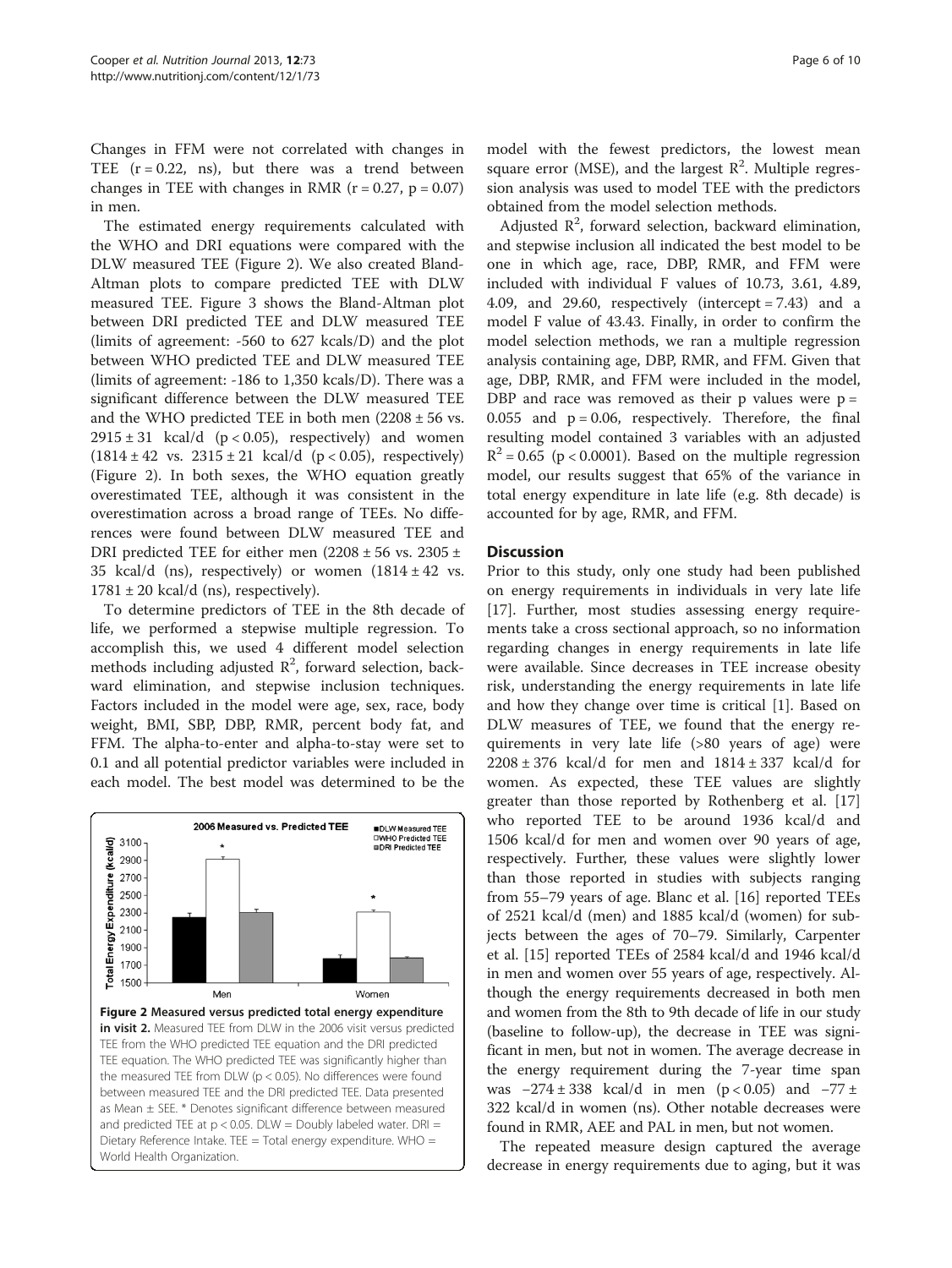Changes in FFM were not correlated with changes in TEE ($r = 0.22$, ns), but there was a trend between changes in TEE with changes in RMR ($r = 0.27$, $p = 0.07$) in men.

The estimated energy requirements calculated with the WHO and DRI equations were compared with the DLW measured TEE (Figure 2). We also created Bland-Altman plots to compare predicted TEE with DLW measured TEE. Figure 3 shows the Bland-Altman plot between DRI predicted TEE and DLW measured TEE (limits of agreement: -560 to 627 kcals/D) and the plot between WHO predicted TEE and DLW measured TEE (limits of agreement: -186 to 1,350 kcals/D). There was a significant difference between the DLW measured TEE and the WHO predicted TEE in both men ($2208 \pm 56$ vs. $2915 \pm 31$ kcal/d ($p < 0.05$), respectively) and women ($1814 \pm 42$ vs. $2315 \pm 21$ kcal/d ($p < 0.05$), respectively) (Figure 2). In both sexes, the WHO equation greatly overestimated TEE, although it was consistent in the overestimation across a broad range of TEEs. No differences were found between DLW measured TEE and DRI predicted TEE for either men ($2208 \pm 56$ vs. $2305 \pm 35$ kcal/d (ns), respectively) or women ($1814 \pm 42$ vs. $1781 \pm 20$ kcal/d (ns), respectively).

To determine predictors of TEE in the 8th decade of life, we performed a stepwise multiple regression. To accomplish this, we used 4 different model selection methods including adjusted $R^2$, forward selection, backward elimination, and stepwise inclusion techniques. Factors included in the model were age, sex, race, body weight, BMI, SBP, DBP, RMR, percent body fat, and FFM. The alpha-to-enter and alpha-to-stay were set to 0.1 and all potential predictor variables were included in each model. The best model was determined to be the model with the fewest predictors, the lowest mean square error (MSE), and the largest $R^2$. Multiple regression analysis was used to model TEE with the predictors obtained from the model selection methods.

Adjusted $R^2$, forward selection, backward elimination, and stepwise inclusion all indicated the best model to be one in which age, race, DBP, RMR, and FFM were included with individual F values of 10.73, 3.61, 4.89, 4.09, and 29.60, respectively (intercept = 7.43) and a model F value of 43.43. Finally, in order to confirm the model selection methods, we ran a multiple regression analysis containing age, DBP, RMR, and FFM. Given that age, DBP, RMR, and FFM were included in the model, DBP and race was removed as their p values were $p = 0.055$ and $p = 0.06$, respectively. Therefore, the final resulting model contained 3 variables with an adjusted $R^2 = 0.65$ ($p < 0.0001$). Based on the multiple regression model, our results suggest that 65% of the variance in total energy expenditure in late life (e.g. 8th decade) is accounted for by age, RMR, and FFM.

**Figure 2 Measured versus predicted total energy expenditure in visit 2.** Measured TEE from DLW in the 2006 visit versus predicted TEE from the WHO predicted TEE equation and the DRI predicted TEE equation. The WHO predicted TEE was significantly higher than the measured TEE from DLW ($p < 0.05$). No differences were found between measured TEE and the DRI predicted TEE. Data presented as Mean ± SEE. * Denotes significant difference between measured and predicted TEE at $p < 0.05$. DLW = Doubly labeled water. DRI = Dietary Reference Intake. TEE = Total energy expenditure. WHO = World Health Organization.

## Discussion

Prior to this study, only one study had been published on energy requirements in individuals in very late life [17]. Further, most studies assessing energy requirements take a cross sectional approach, so no information regarding changes in energy requirements in late life were available. Since decreases in TEE increase obesity risk, understanding the energy requirements in late life and how they change over time is critical [1]. Based on DLW measures of TEE, we found that the energy requirements in very late life (>80 years of age) were $2208 \pm 376$ kcal/d for men and $1814 \pm 337$ kcal/d for women. As expected, these TEE values are slightly greater than those reported by Rothenberg et al. [17] who reported TEE to be around 1936 kcal/d and 1506 kcal/d for men and women over 90 years of age, respectively. Further, these values were slightly lower than those reported in studies with subjects ranging from 55–79 years of age. Blanc et al. [16] reported TEEs of 2521 kcal/d (men) and 1885 kcal/d (women) for subjects between the ages of 70–79. Similarly, Carpenter et al. [15] reported TEEs of 2584 kcal/d and 1946 kcal/d in men and women over 55 years of age, respectively. Although the energy requirements decreased in both men and women from the 8th to 9th decade of life in our study (baseline to follow-up), the decrease in TEE was significant in men, but not in women. The average decrease in the energy requirement during the 7-year time span was $-274 \pm 338$ kcal/d in men ($p < 0.05$) and $-77 \pm 322$ kcal/d in women (ns). Other notable decreases were found in RMR, AEE and PAL in men, but not women.

The repeated measure design captured the average decrease in energy requirements due to aging, but it was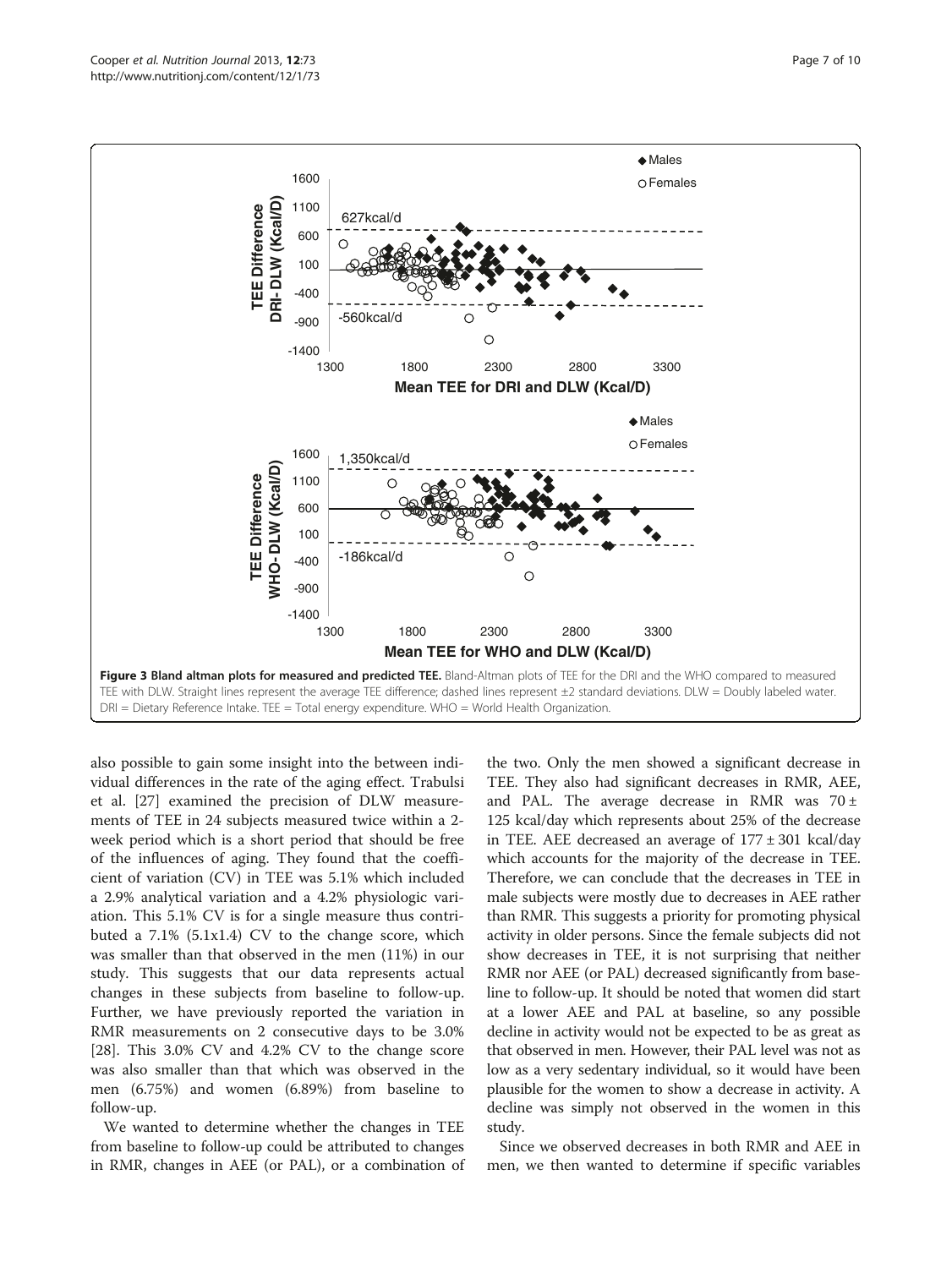**Figure 3 Bland altman plots for measured and predicted TEE.** Bland-Altman plots of TEE for the DRI and the WHO compared to measured TEE with DLW. Straight lines represent the average TEE difference; dashed lines represent ±2 standard deviations. DLW = Doubly labeled water. DRI = Dietary Reference Intake. TEE = Total energy expenditure. WHO = World Health Organization.

also possible to gain some insight into the between individual differences in the rate of the aging effect. Trabulsi et al. [27] examined the precision of DLW measurements of TEE in 24 subjects measured twice within a 2-week period which is a short period that should be free of the influences of aging. They found that the coefficient of variation (CV) in TEE was 5.1% which included a 2.9% analytical variation and a 4.2% physiologic variation. This 5.1% CV is for a single measure thus contributed a 7.1% (5.1x1.4) CV to the change score, which was smaller than that observed in the men (11%) in our study. This suggests that our data represents actual changes in these subjects from baseline to follow-up. Further, we have previously reported the variation in RMR measurements on 2 consecutive days to be 3.0% [28]. This 3.0% CV and 4.2% CV to the change score was also smaller than that which was observed in the men (6.75%) and women (6.89%) from baseline to follow-up.

We wanted to determine whether the changes in TEE from baseline to follow-up could be attributed to changes in RMR, changes in AEE (or PAL), or a combination of the two. Only the men showed a significant decrease in TEE. They also had significant decreases in RMR, AEE, and PAL. The average decrease in RMR was 70 ± 125 kcal/day which represents about 25% of the decrease in TEE. AEE decreased an average of 177 ± 301 kcal/day which accounts for the majority of the decrease in TEE. Therefore, we can conclude that the decreases in TEE in male subjects were mostly due to decreases in AEE rather than RMR. This suggests a priority for promoting physical activity in older persons. Since the female subjects did not show decreases in TEE, it is not surprising that neither RMR nor AEE (or PAL) decreased significantly from baseline to follow-up. It should be noted that women did start at a lower AEE and PAL at baseline, so any possible decline in activity would not be expected to be as great as that observed in men. However, their PAL level was not as low as a very sedentary individual, so it would have been plausible for the women to show a decrease in activity. A decline was simply not observed in the women in this study.

Since we observed decreases in both RMR and AEE in men, we then wanted to determine if specific variables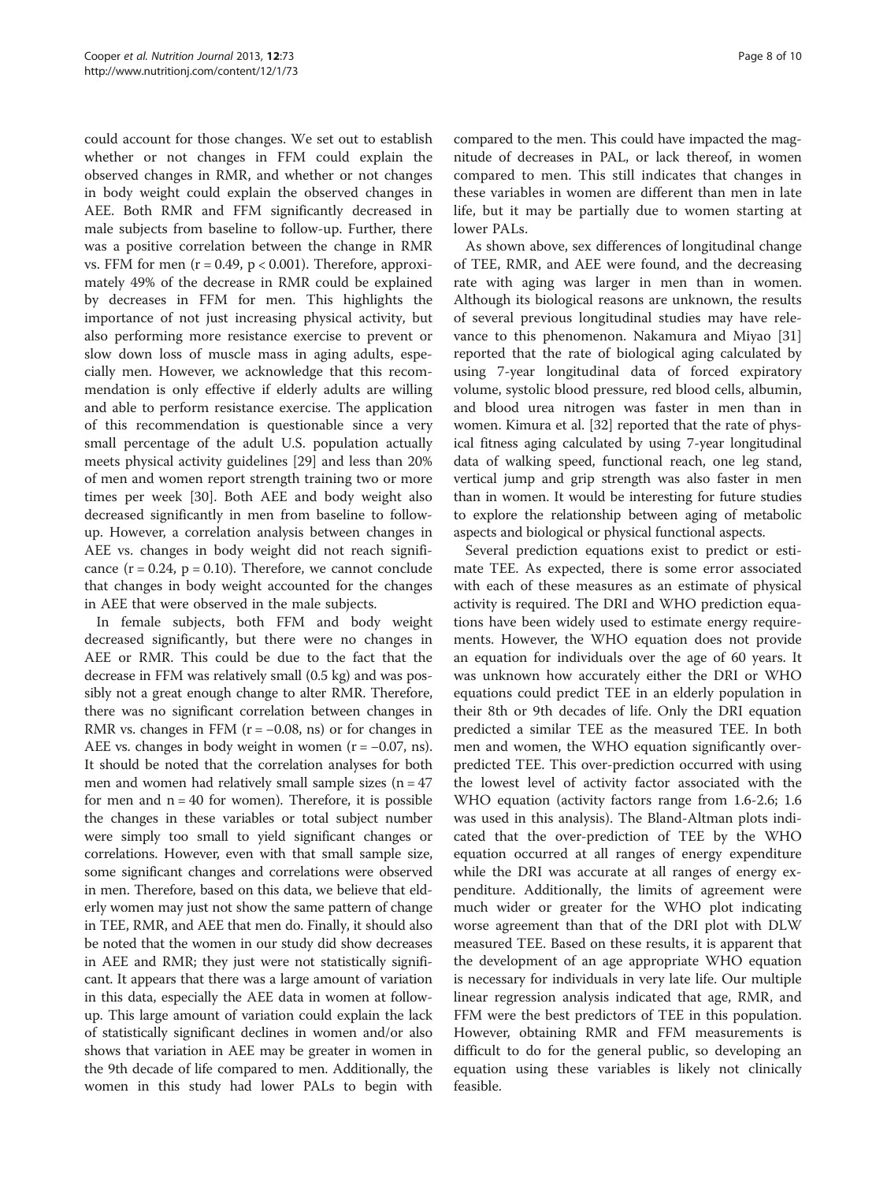could account for those changes. We set out to establish whether or not changes in FFM could explain the observed changes in RMR, and whether or not changes in body weight could explain the observed changes in AEE. Both RMR and FFM significantly decreased in male subjects from baseline to follow-up. Further, there was a positive correlation between the change in RMR vs. FFM for men ($r = 0.49$, $p < 0.001$). Therefore, approximately 49% of the decrease in RMR could be explained by decreases in FFM for men. This highlights the importance of not just increasing physical activity, but also performing more resistance exercise to prevent or slow down loss of muscle mass in aging adults, especially men. However, we acknowledge that this recommendation is only effective if elderly adults are willing and able to perform resistance exercise. The application of this recommendation is questionable since a very small percentage of the adult U.S. population actually meets physical activity guidelines [29] and less than 20% of men and women report strength training two or more times per week [30]. Both AEE and body weight also decreased significantly in men from baseline to follow-up. However, a correlation analysis between changes in AEE vs. changes in body weight did not reach significance ($r = 0.24$, $p = 0.10$). Therefore, we cannot conclude that changes in body weight accounted for the changes in AEE that were observed in the male subjects.

In female subjects, both FFM and body weight decreased significantly, but there were no changes in AEE or RMR. This could be due to the fact that the decrease in FFM was relatively small (0.5 kg) and was possibly not a great enough change to alter RMR. Therefore, there was no significant correlation between changes in RMR vs. changes in FFM ($r = -0.08$, ns) or for changes in AEE vs. changes in body weight in women ($r = -0.07$, ns). It should be noted that the correlation analyses for both men and women had relatively small sample sizes ($n = 47$ for men and $n = 40$ for women). Therefore, it is possible the changes in these variables or total subject number were simply too small to yield significant changes or correlations. However, even with that small sample size, some significant changes and correlations were observed in men. Therefore, based on this data, we believe that elderly women may just not show the same pattern of change in TEE, RMR, and AEE that men do. Finally, it should also be noted that the women in our study did show decreases in AEE and RMR; they just were not statistically significant. It appears that there was a large amount of variation in this data, especially the AEE data in women at follow-up. This large amount of variation could explain the lack of statistically significant declines in women and/or also shows that variation in AEE may be greater in women in the 9th decade of life compared to men. Additionally, the women in this study had lower PALs to begin with compared to the men. This could have impacted the magnitude of decreases in PAL, or lack thereof, in women compared to men. This still indicates that changes in these variables in women are different than men in late life, but it may be partially due to women starting at lower PALs.

As shown above, sex differences of longitudinal change of TEE, RMR, and AEE were found, and the decreasing rate with aging was larger in men than in women. Although its biological reasons are unknown, the results of several previous longitudinal studies may have relevance to this phenomenon. Nakamura and Miyao [31] reported that the rate of biological aging calculated by using 7-year longitudinal data of forced expiratory volume, systolic blood pressure, red blood cells, albumin, and blood urea nitrogen was faster in men than in women. Kimura et al. [32] reported that the rate of physical fitness aging calculated by using 7-year longitudinal data of walking speed, functional reach, one leg stand, vertical jump and grip strength was also faster in men than in women. It would be interesting for future studies to explore the relationship between aging of metabolic aspects and biological or physical functional aspects.

Several prediction equations exist to predict or estimate TEE. As expected, there is some error associated with each of these measures as an estimate of physical activity is required. The DRI and WHO prediction equations have been widely used to estimate energy requirements. However, the WHO equation does not provide an equation for individuals over the age of 60 years. It was unknown how accurately either the DRI or WHO equations could predict TEE in an elderly population in their 8th or 9th decades of life. Only the DRI equation predicted a similar TEE as the measured TEE. In both men and women, the WHO equation significantly over-predicted TEE. This over-prediction occurred with using the lowest level of activity factor associated with the WHO equation (activity factors range from 1.6-2.6; 1.6 was used in this analysis). The Bland-Altman plots indicated that the over-prediction of TEE by the WHO equation occurred at all ranges of energy expenditure while the DRI was accurate at all ranges of energy expenditure. Additionally, the limits of agreement were much wider or greater for the WHO plot indicating worse agreement than that of the DRI plot with DLW measured TEE. Based on these results, it is apparent that the development of an age appropriate WHO equation is necessary for individuals in very late life. Our multiple linear regression analysis indicated that age, RMR, and FFM were the best predictors of TEE in this population. However, obtaining RMR and FFM measurements is difficult to do for the general public, so developing an equation using these variables is likely not clinically feasible.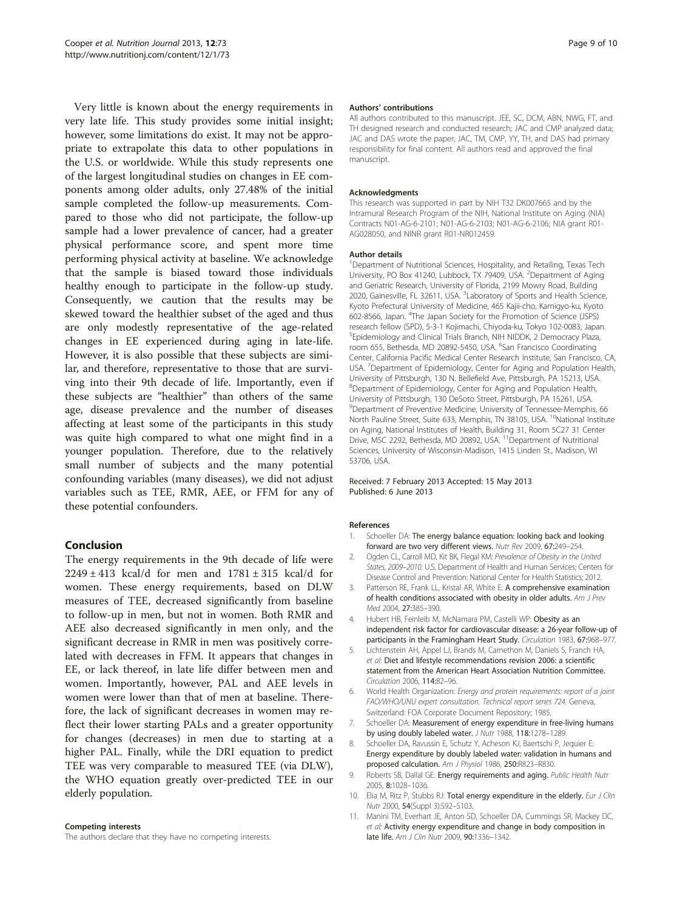Very little is known about the energy requirements in very late life. This study provides some initial insight; however, some limitations do exist. It may not be appropriate to extrapolate this data to other populations in the U.S. or worldwide. While this study represents one of the largest longitudinal studies on changes in EE components among older adults, only 27.48% of the initial sample completed the follow-up measurements. Compared to those who did not participate, the follow-up sample had a lower prevalence of cancer, had a greater physical performance score, and spent more time performing physical activity at baseline. We acknowledge that the sample is biased toward those individuals healthy enough to participate in the follow-up study. Consequently, we caution that the results may be skewed toward the healthier subset of the aged and thus are only modestly representative of the age-related changes in EE experienced during aging in late-life. However, it is also possible that these subjects are similar, and therefore, representative to those that are surviving into their 9th decade of life. Importantly, even if these subjects are "healthier" than others of the same age, disease prevalence and the number of diseases affecting at least some of the participants in this study was quite high compared to what one might find in a younger population. Therefore, due to the relatively small number of subjects and the many potential confounding variables (many diseases), we did not adjust variables such as TEE, RMR, AEE, or FFM for any of these potential confounders.

## Conclusion

The energy requirements in the 9th decade of life were $2249 \pm 413$ kcal/d for men and $1781 \pm 315$ kcal/d for women. These energy requirements, based on DLW measures of TEE, decreased significantly from baseline to follow-up in men, but not in women. Both RMR and AEE also decreased significantly in men only, and the significant decrease in RMR in men was positively correlated with decreases in FFM. It appears that changes in EE, or lack thereof, in late life differ between men and women. Importantly, however, PAL and AEE levels in women were lower than that of men at baseline. Therefore, the lack of significant decreases in women may reflect their lower starting PALs and a greater opportunity for changes (decreases) in men due to starting at a higher PAL. Finally, while the DRI equation to predict TEE was very comparable to measured TEE (via DLW), the WHO equation greatly over-predicted TEE in our elderly population.

#### Competing interests

The authors declare that they have no competing interests.

#### Authors' contributions

All authors contributed to this manuscript. JEE, SC, DCM, ABN, NWG, FT, and TH designed research and conducted research; JAC and CMP analyzed data; JAC and DAS wrote the paper; JAC, TM, CMP, YY, TH, and DAS had primary responsibility for final content. All authors read and approved the final manuscript.

#### Acknowledgments

This research was supported in part by NIH T32 DK007665 and by the Intramural Research Program of the NIH, National Institute on Aging (NIA) Contracts N01-AG-6-2101; N01-AG-6-2103; N01-AG-6-2106; NIA grant R01-AG028050, and NINR grant R01-NR012459.

#### Author details

[1]Department of Nutritional Sciences, Hospitality, and Retailing, Texas Tech University, PO Box 41240, Lubbock, TX 79409, USA. [2]Department of Aging and Geriatric Research, University of Florida, 2199 Mowry Road, Building 2020, Gainesville, FL 32611, USA. [3]Laboratory of Sports and Health Science, Kyoto Prefectural University of Medicine, 465 Kajii-cho, Kamigyo-ku, Kyoto 602-8566, Japan. [4]The Japan Society for the Promotion of Science (JSPS) research fellow (SPD), 5-3-1 Kojimachi, Chiyoda-ku, Tokyo 102-0083, Japan. [5]Epidemiology and Clinical Trials Branch, NIH NIDDK, 2 Democracy Plaza, room 655, Bethesda, MD 20892-5450, USA. [6]San Francisco Coordinating Center, California Pacific Medical Center Research Institute, San Francisco, CA, USA. [7]Department of Epidemiology, Center for Aging and Population Health, University of Pittsburgh, 130 N. Bellefield Ave, Pittsburgh, PA 15213, USA. [8]Department of Epidemiology, Center for Aging and Population Health, University of Pittsburgh, 130 DeSoto Street, Pittsburgh, PA 15261, USA. [9]Department of Preventive Medicine, University of Tennessee-Memphis, 66 North Pauline Street, Suite 633, Memphis, TN 38105, USA. [10]National Institute on Aging, National Institutes of Health, Building 31, Room 5C27 31 Center Drive, MSC 2292, Bethesda, MD 20892, USA. [11]Department of Nutritional Sciences, University of Wisconsin-Madison, 1415 Linden St., Madison, WI 53706, USA.

Received: 7 February 2013 Accepted: 15 May 2013
Published: 6 June 2013

#### References

1. Schoeller DA: **The energy balance equation: looking back and looking forward are two very different views.** *Nutr Rev* 2009, **67**:249–254.
2. Ogden CL, Carroll MD, Kit BK, Flegal KM: *Prevalence of Obesity in the United States, 2009–2010.* U.S. Department of Health and Human Services; Centers for Disease Control and Prevention: National Center for Health Statistics; 2012.
3. Patterson RE, Frank LL, Kristal AR, White E: **A comprehensive examination of health conditions associated with obesity in older adults.** *Am J Prev Med* 2004, **27**:385–390.
4. Hubert HB, Feinleib M, McNamara PM, Castelli WP: **Obesity as an independent risk factor for cardiovascular disease: a 26-year follow-up of participants in the Framingham Heart Study.** *Circulation* 1983, **67**:968–977.
5. Lichtenstein AH, Appel LJ, Brands M, Carnethon M, Daniels S, Franch HA, *et al*: **Diet and lifestyle recommendations revision 2006: a scientific statement from the American Heart Association Nutrition Committee.** *Circulation* 2006, **114**:82–96.
6. World Health Organization: *Energy and protein requirements: report of a joint FAO/WHO/UNU expert consultation. Technical report series 724.* Geneva, Switzerland: FOA Corporate Document Repository; 1985.
7. Schoeller DA: **Measurement of energy expenditure in free-living humans by using doubly labeled water.** *J Nutr* 1988, **118**:1278–1289.
8. Schoeller DA, Ravussin E, Schutz Y, Acheson KJ, Baertschi P, Jequier E: **Energy expenditure by doubly labeled water: validation in humans and proposed calculation.** *Am J Physiol* 1986, **250**:R823–R830.
9. Roberts SB, Dallal GE: **Energy requirements and aging.** *Public Health Nutr* 2005, **8**:1028–1036.
10. Elia M, Ritz P, Stubbs RJ: **Total energy expenditure in the elderly.** *Eur J Clin Nutr* 2000, **54**(Suppl 3):S92–S103.
11. Manini TM, Everhart JE, Anton SD, Schoeller DA, Cummings SR, Mackey DC, *et al*: **Activity energy expenditure and change in body composition in late life.** *Am J Clin Nutr* 2009, **90**:1336–1342.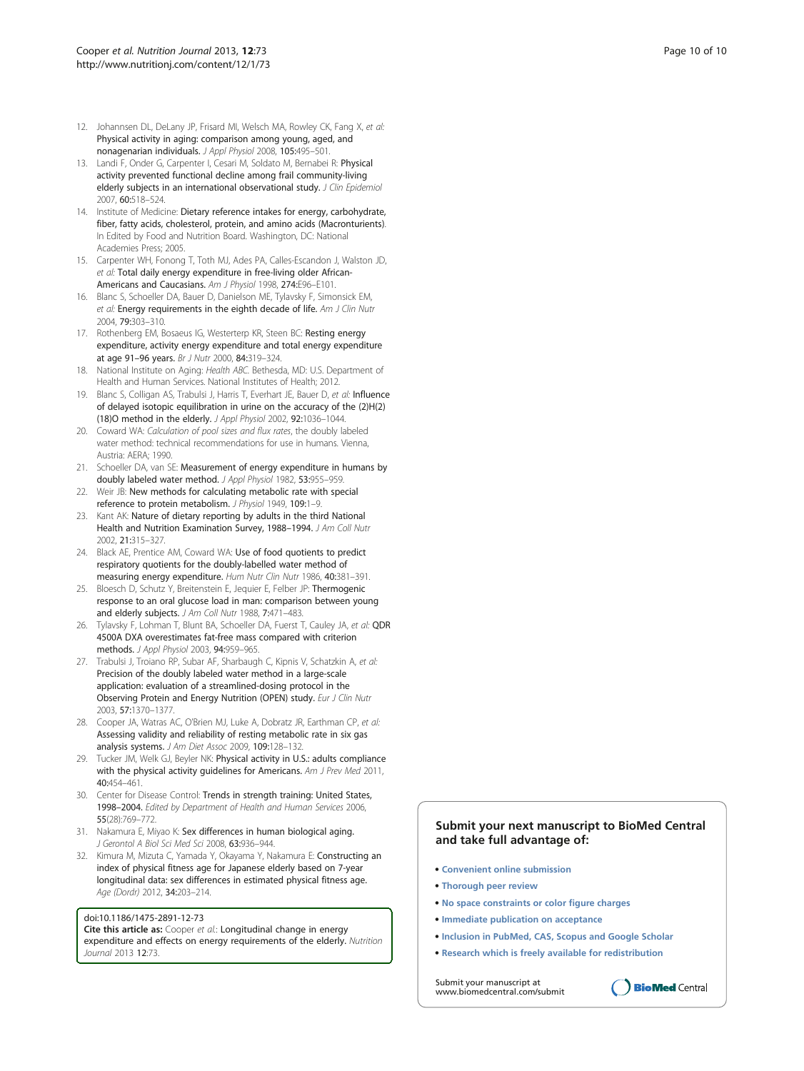12. Johannsen DL, DeLany JP, Frisard MI, Welsch MA, Rowley CK, Fang X, *et al:* **Physical activity in aging: comparison among young, aged, and nonagenarian individuals.** *J Appl Physiol* 2008, **105:**495–501.
13. Landi F, Onder G, Carpenter I, Cesari M, Soldato M, Bernabei R: **Physical activity prevented functional decline among frail community-living elderly subjects in an international observational study.** *J Clin Epidemiol* 2007, **60:**518–524.
14. Institute of Medicine: **Dietary reference intakes for energy, carbohydrate, fiber, fatty acids, cholesterol, protein, and amino acids (Macronturients).** In Edited by Food and Nutrition Board. Washington, DC: National Academies Press; 2005.
15. Carpenter WH, Fonong T, Toth MJ, Ades PA, Calles-Escandon J, Walston JD, *et al:* **Total daily energy expenditure in free-living older African-Americans and Caucasians.** *Am J Physiol* 1998, **274:**E96–E101.
16. Blanc S, Schoeller DA, Bauer D, Danielson ME, Tylavsky F, Simonsick EM, *et al:* **Energy requirements in the eighth decade of life.** *Am J Clin Nutr* 2004, **79:**303–310.
17. Rothenberg EM, Bosaeus IG, Westerterp KR, Steen BC: **Resting energy expenditure, activity energy expenditure and total energy expenditure at age 91–96 years.** *Br J Nutr* 2000, **84:**319–324.
18. National Institute on Aging: *Health ABC.* Bethesda, MD: U.S. Department of Health and Human Services. National Institutes of Health; 2012.
19. Blanc S, Colligan AS, Trabulsi J, Harris T, Everhart JE, Bauer D, *et al:* **Influence of delayed isotopic equilibration in urine on the accuracy of the (2)H(2)(18)O method in the elderly.** *J Appl Physiol* 2002, **92:**1036–1044.
20. Coward WA: *Calculation of pool sizes and flux rates*, the doubly labeled water method: technical recommendations for use in humans. Vienna, Austria: AERA; 1990.
21. Schoeller DA, van SE: **Measurement of energy expenditure in humans by doubly labeled water method.** *J Appl Physiol* 1982, **53:**955–959.
22. Weir JB: **New methods for calculating metabolic rate with special reference to protein metabolism.** *J Physiol* 1949, **109:**1–9.
23. Kant AK: **Nature of dietary reporting by adults in the third National Health and Nutrition Examination Survey, 1988–1994.** *J Am Coll Nutr* 2002, **21:**315–327.
24. Black AE, Prentice AM, Coward WA: **Use of food quotients to predict respiratory quotients for the doubly-labelled water method of measuring energy expenditure.** *Hum Nutr Clin Nutr* 1986, **40:**381–391.
25. Bloesch D, Schutz Y, Breitenstein E, Jequier E, Felber JP: **Thermogenic response to an oral glucose load in man: comparison between young and elderly subjects.** *J Am Coll Nutr* 1988, **7:**471–483.
26. Tylavsky F, Lohman T, Blunt BA, Schoeller DA, Fuerst T, Cauley JA, *et al:* **QDR 4500A DXA overestimates fat-free mass compared with criterion methods.** *J Appl Physiol* 2003, **94:**959–965.
27. Trabulsi J, Troiano RP, Subar AF, Sharbaugh C, Kipnis V, Schatzkin A, *et al:* **Precision of the doubly labeled water method in a large-scale application: evaluation of a streamlined-dosing protocol in the Observing Protein and Energy Nutrition (OPEN) study.** *Eur J Clin Nutr* 2003, **57:**1370–1377.
28. Cooper JA, Watras AC, O'Brien MJ, Luke A, Dobratz JR, Earthman CP, *et al:* **Assessing validity and reliability of resting metabolic rate in six gas analysis systems.** *J Am Diet Assoc* 2009, **109:**128–132.
29. Tucker JM, Welk GJ, Beyler NK: **Physical activity in U.S.: adults compliance with the physical activity guidelines for Americans.** *Am J Prev Med* 2011, **40:**454–461.
30. Center for Disease Control: **Trends in strength training: United States, 1998–2004.** *Edited by Department of Health and Human Services* 2006, **55**(28):769–772.
31. Nakamura E, Miyao K: **Sex differences in human biological aging.** *J Gerontol A Biol Sci Med Sci* 2008, **63:**936–944.
32. Kimura M, Mizuta C, Yamada Y, Okayama Y, Nakamura E: **Constructing an index of physical fitness age for Japanese elderly based on 7-year longitudinal data: sex differences in estimated physical fitness age.** *Age (Dordr)* 2012, **34:**203–214.

doi:10.1186/1475-2891-12-73
**Cite this article as:** Cooper *et al.*: Longitudinal change in energy expenditure and effects on energy requirements of the elderly. *Nutrition Journal* 2013 **12**:73.

**Submit your next manuscript to BioMed Central and take full advantage of:**

- **Convenient online submission**
- **Thorough peer review**
- **No space constraints or color figure charges**
- **Immediate publication on acceptance**
- **Inclusion in PubMed, CAS, Scopus and Google Scholar**
- **Research which is freely available for redistribution**

Submit your manuscript at
www.biomedcentral.com/submit

BioMed Central